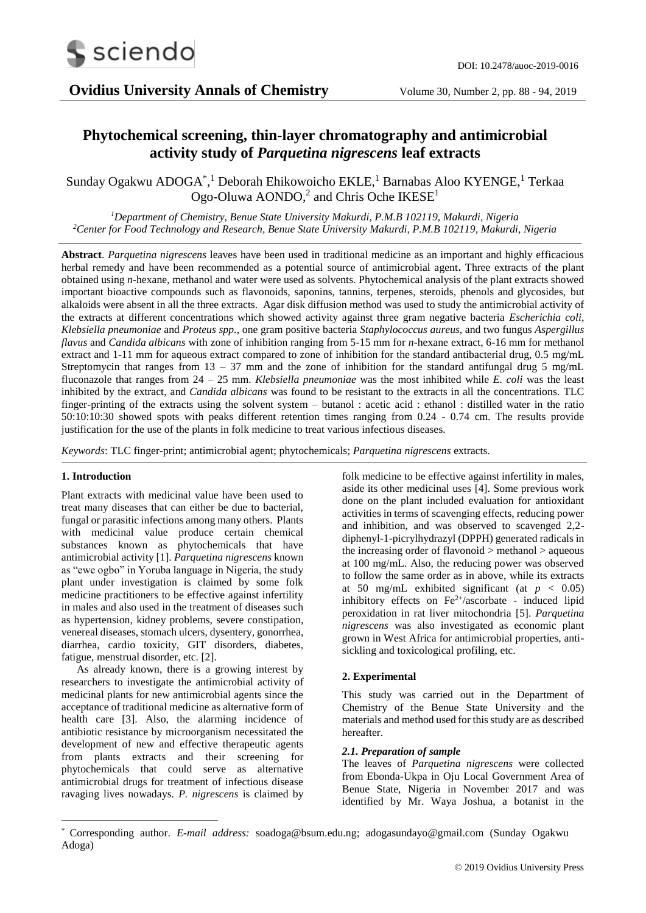# Phytochemical screening, thin-layer chromatography and antimicrobial activity study of *Parquetina nigrescens* leaf extracts

Sunday Ogakwu ADOGA*,[1] Deborah Ehikowoicho EKLE,[1] Barnabas Aloo KYENGE,[1] Terkaa Ogo-Oluwa AONDO,[2] and Chris Oche IKESE[1]

[1]Department of Chemistry, Benue State University Makurdi, P.M.B 102119, Makurdi, Nigeria
[2]Center for Food Technology and Research, Benue State University Makurdi, P.M.B 102119, Makurdi, Nigeria

**Abstract**. *Parquetina nigrescens* leaves have been used in traditional medicine as an important and highly efficacious herbal remedy and have been recommended as a potential source of antimicrobial agent**.** Three extracts of the plant obtained using *n*-hexane, methanol and water were used as solvents. Phytochemical analysis of the plant extracts showed important bioactive compounds such as flavonoids, saponins, tannins, terpenes, steroids, phenols and glycosides, but alkaloids were absent in all the three extracts. Agar disk diffusion method was used to study the antimicrobial activity of the extracts at different concentrations which showed activity against three gram negative bacteria *Escherichia coli*, *Klebsiella pneumoniae* and *Proteus spp.*, one gram positive bacteria *Staphylococcus aureus*, and two fungus *Aspergillus flavus* and *Candida albicans* with zone of inhibition ranging from 5-15 mm for *n*-hexane extract, 6-16 mm for methanol extract and 1-11 mm for aqueous extract compared to zone of inhibition for the standard antibacterial drug, 0.5 mg/mL Streptomycin that ranges from 13 – 37 mm and the zone of inhibition for the standard antifungal drug 5 mg/mL fluconazole that ranges from 24 – 25 mm. *Klebsiella pneumoniae* was the most inhibited while *E. coli* was the least inhibited by the extract, and *Candida albicans* was found to be resistant to the extracts in all the concentrations. TLC finger-printing of the extracts using the solvent system – butanol : acetic acid : ethanol : distilled water in the ratio 50:10:10:30 showed spots with peaks different retention times ranging from 0.24 - 0.74 cm. The results provide justification for the use of the plants in folk medicine to treat various infectious diseases.

*Keywords*: TLC finger-print; antimicrobial agent; phytochemicals; *Parquetina nigrescens* extracts.

## 1. Introduction

Plant extracts with medicinal value have been used to treat many diseases that can either be due to bacterial, fungal or parasitic infections among many others. Plants with medicinal value produce certain chemical substances known as phytochemicals that have antimicrobial activity [1]. *Parquetina nigrescens* known as "ewe ogbo" in Yoruba language in Nigeria, the study plant under investigation is claimed by some folk medicine practitioners to be effective against infertility in males and also used in the treatment of diseases such as hypertension, kidney problems, severe constipation, venereal diseases, stomach ulcers, dysentery, gonorrhea, diarrhea, cardio toxicity, GIT disorders, diabetes, fatigue, menstrual disorder, etc. [2].

As already known, there is a growing interest by researchers to investigate the antimicrobial activity of medicinal plants for new antimicrobial agents since the acceptance of traditional medicine as alternative form of health care [3]. Also, the alarming incidence of antibiotic resistance by microorganism necessitated the development of new and effective therapeutic agents from plants extracts and their screening for phytochemicals that could serve as alternative antimicrobial drugs for treatment of infectious disease ravaging lives nowadays. *P. nigrescens* is claimed by folk medicine to be effective against infertility in males, aside its other medicinal uses [4]. Some previous work done on the plant included evaluation for antioxidant activities in terms of scavenging effects, reducing power and inhibition, and was observed to scavenged 2,2-diphenyl-1-picrylhydrazyl (DPPH) generated radicals in the increasing order of flavonoid > methanol > aqueous at 100 mg/mL. Also, the reducing power was observed to follow the same order as in above, while its extracts at 50 mg/mL exhibited significant (at $p < 0.05$) inhibitory effects on $Fe^{2+}$/ascorbate - induced lipid peroxidation in rat liver mitochondria [5]. *Parquetina nigrescens* was also investigated as economic plant grown in West Africa for antimicrobial properties, anti-sickling and toxicological profiling, etc.

## 2. Experimental

This study was carried out in the Department of Chemistry of the Benue State University and the materials and method used for this study are as described hereafter.

### *2.1. Preparation of sample*

The leaves of *Parquetina nigrescens* were collected from Ebonda-Ukpa in Oju Local Government Area of Benue State, Nigeria in November 2017 and was identified by Mr. Waya Joshua, a botanist in the

* Corresponding author. *E-mail address:* soadoga@bsum.edu.ng; adogasundayo@gmail.com (Sunday Ogakwu Adoga)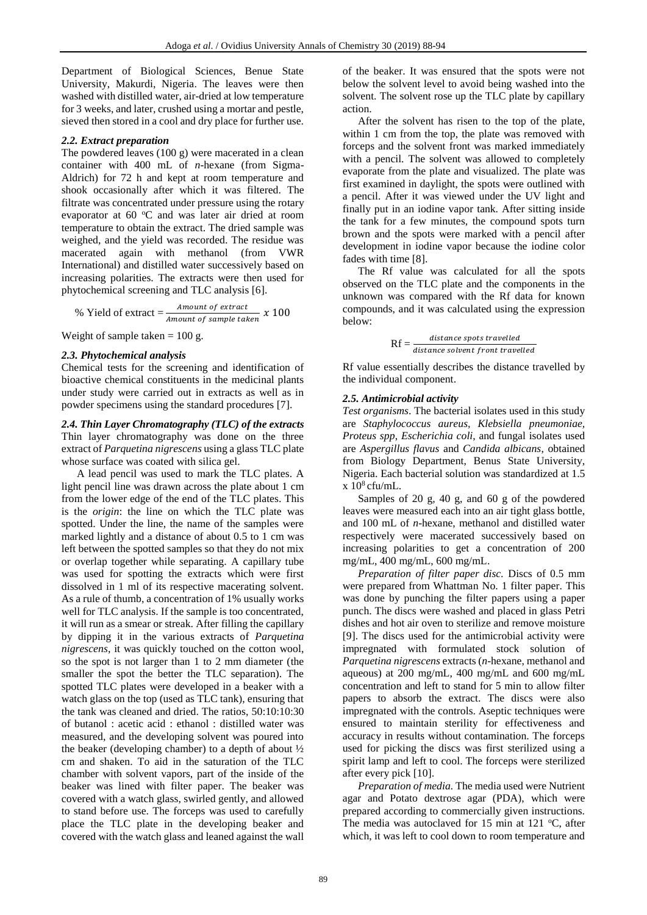Department of Biological Sciences, Benue State University, Makurdi, Nigeria. The leaves were then washed with distilled water, air-dried at low temperature for 3 weeks, and later, crushed using a mortar and pestle, sieved then stored in a cool and dry place for further use.

### *2.2. Extract preparation*

The powdered leaves (100 g) were macerated in a clean container with 400 mL of *n*-hexane (from Sigma-Aldrich) for 72 h and kept at room temperature and shook occasionally after which it was filtered. The filtrate was concentrated under pressure using the rotary evaporator at 60 $^{o}$C and was later air dried at room temperature to obtain the extract. The dried sample was weighed, and the yield was recorded. The residue was macerated again with methanol (from VWR International) and distilled water successively based on increasing polarities. The extracts were then used for phytochemical screening and TLC analysis [6].

$$\% \text{ Yield of extract} = \frac{\text{Amount of extract}}{\text{Amount of sample taken}} \; x \; 100$$

Weight of sample taken = 100 g.

### *2.3. Phytochemical analysis*

Chemical tests for the screening and identification of bioactive chemical constituents in the medicinal plants under study were carried out in extracts as well as in powder specimens using the standard procedures [7].

### *2.4. Thin Layer Chromatography (TLC) of the extracts*

Thin layer chromatography was done on the three extract of *Parquetina nigrescens* using a glass TLC plate whose surface was coated with silica gel.

A lead pencil was used to mark the TLC plates. A light pencil line was drawn across the plate about 1 cm from the lower edge of the end of the TLC plates. This is the *origin*: the line on which the TLC plate was spotted. Under the line, the name of the samples were marked lightly and a distance of about 0.5 to 1 cm was left between the spotted samples so that they do not mix or overlap together while separating. A capillary tube was used for spotting the extracts which were first dissolved in 1 ml of its respective macerating solvent. As a rule of thumb, a concentration of 1% usually works well for TLC analysis. If the sample is too concentrated, it will run as a smear or streak. After filling the capillary by dipping it in the various extracts of *Parquetina nigrescens*, it was quickly touched on the cotton wool, so the spot is not larger than 1 to 2 mm diameter (the smaller the spot the better the TLC separation). The spotted TLC plates were developed in a beaker with a watch glass on the top (used as TLC tank), ensuring that the tank was cleaned and dried. The ratios, 50:10:10:30 of butanol : acetic acid : ethanol : distilled water was measured, and the developing solvent was poured into the beaker (developing chamber) to a depth of about ½ cm and shaken. To aid in the saturation of the TLC chamber with solvent vapors, part of the inside of the beaker was lined with filter paper. The beaker was covered with a watch glass, swirled gently, and allowed to stand before use. The forceps was used to carefully place the TLC plate in the developing beaker and covered with the watch glass and leaned against the wall of the beaker. It was ensured that the spots were not below the solvent level to avoid being washed into the solvent. The solvent rose up the TLC plate by capillary action.

After the solvent has risen to the top of the plate, within 1 cm from the top, the plate was removed with forceps and the solvent front was marked immediately with a pencil. The solvent was allowed to completely evaporate from the plate and visualized. The plate was first examined in daylight, the spots were outlined with a pencil. After it was viewed under the UV light and finally put in an iodine vapor tank. After sitting inside the tank for a few minutes, the compound spots turn brown and the spots were marked with a pencil after development in iodine vapor because the iodine color fades with time [8].

The Rf value was calculated for all the spots observed on the TLC plate and the components in the unknown was compared with the Rf data for known compounds, and it was calculated using the expression below:

$$\text{Rf} = \frac{\text{distance spots travelled}}{\text{distance solvent front travelled}}$$

Rf value essentially describes the distance travelled by the individual component.

### *2.5. Antimicrobial activity*

*Test organisms*. The bacterial isolates used in this study are *Staphylococcus aureus, Klebsiella pneumoniae, Proteus spp*, *Escherichia coli*, and fungal isolates used are *Aspergillus flavus* and *Candida albicans*, obtained from Biology Department, Benus State University, Nigeria. Each bacterial solution was standardized at 1.5 x $10^{8}$ cfu/mL.

Samples of 20 g, 40 g, and 60 g of the powdered leaves were measured each into an air tight glass bottle, and 100 mL of *n*-hexane, methanol and distilled water respectively were macerated successively based on increasing polarities to get a concentration of 200 mg/mL, 400 mg/mL, 600 mg/mL.

*Preparation of filter paper disc*. Discs of 0.5 mm were prepared from Whattman No. 1 filter paper. This was done by punching the filter papers using a paper punch. The discs were washed and placed in glass Petri dishes and hot air oven to sterilize and remove moisture [9]. The discs used for the antimicrobial activity were impregnated with formulated stock solution of *Parquetina nigrescens* extracts (*n*-hexane, methanol and aqueous) at 200 mg/mL, 400 mg/mL and 600 mg/mL concentration and left to stand for 5 min to allow filter papers to absorb the extract. The discs were also impregnated with the controls. Aseptic techniques were ensured to maintain sterility for effectiveness and accuracy in results without contamination. The forceps used for picking the discs was first sterilized using a spirit lamp and left to cool. The forceps were sterilized after every pick [10].

*Preparation of media*. The media used were Nutrient agar and Potato dextrose agar (PDA), which were prepared according to commercially given instructions. The media was autoclaved for 15 min at 121 $^{o}$C, after which, it was left to cool down to room temperature and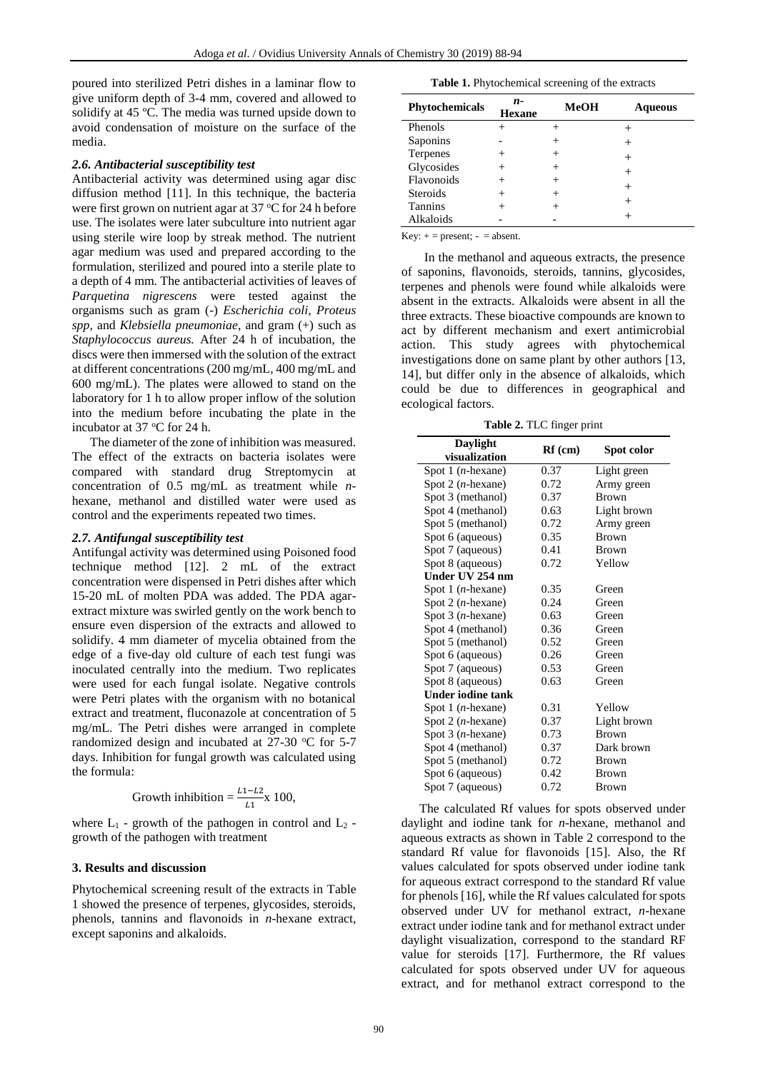poured into sterilized Petri dishes in a laminar flow to give uniform depth of 3-4 mm, covered and allowed to solidify at 45 ºC. The media was turned upside down to avoid condensation of moisture on the surface of the media.

### *2.6. Antibacterial susceptibility test*

Antibacterial activity was determined using agar disc diffusion method [11]. In this technique, the bacteria were first grown on nutrient agar at 37 ºC for 24 h before use. The isolates were later subculture into nutrient agar using sterile wire loop by streak method. The nutrient agar medium was used and prepared according to the formulation, sterilized and poured into a sterile plate to a depth of 4 mm. The antibacterial activities of leaves of *Parquetina nigrescens* were tested against the organisms such as gram (-) *Escherichia coli, Proteus spp,* and *Klebsiella pneumoniae*, and gram (+) such as *Staphylococcus aureus.* After 24 h of incubation, the discs were then immersed with the solution of the extract at different concentrations (200 mg/mL, 400 mg/mL and 600 mg/mL). The plates were allowed to stand on the laboratory for 1 h to allow proper inflow of the solution into the medium before incubating the plate in the incubator at 37 ºC for 24 h.

The diameter of the zone of inhibition was measured. The effect of the extracts on bacteria isolates were compared with standard drug Streptomycin at concentration of 0.5 mg/mL as treatment while *n*-hexane, methanol and distilled water were used as control and the experiments repeated two times.

### *2.7. Antifungal susceptibility test*

Antifungal activity was determined using Poisoned food technique method [12]. 2 mL of the extract concentration were dispensed in Petri dishes after which 15-20 mL of molten PDA was added. The PDA agar-extract mixture was swirled gently on the work bench to ensure even dispersion of the extracts and allowed to solidify. 4 mm diameter of mycelia obtained from the edge of a five-day old culture of each test fungi was inoculated centrally into the medium. Two replicates were used for each fungal isolate. Negative controls were Petri plates with the organism with no botanical extract and treatment, fluconazole at concentration of 5 mg/mL. The Petri dishes were arranged in complete randomized design and incubated at 27-30 ºC for 5-7 days. Inhibition for fungal growth was calculated using the formula:

$$\text{Growth inhibition} = \frac{L1-L2}{L1} \text{x } 100,$$

where $L_1$ - growth of the pathogen in control and $L_2$ - growth of the pathogen with treatment

## 3. Results and discussion

Phytochemical screening result of the extracts in Table 1 showed the presence of terpenes, glycosides, steroids, phenols, tannins and flavonoids in *n*-hexane extract, except saponins and alkaloids.

**Table 1.** Phytochemical screening of the extracts

| Phytochemicals | *n*-Hexane | MeOH | Aqueous |
|---|---|---|---|
| Phenols | + | + | + |
| Saponins | - | + | + |
| Terpenes | + | + | + |
| Glycosides | + | + | + |
| Flavonoids | + | + | + |
| Steroids | + | + | + |
| Tannins | + | + | + |
| Alkaloids | - | - | + |

Key: + = present; - = absent.

In the methanol and aqueous extracts, the presence of saponins, flavonoids, steroids, tannins, glycosides, terpenes and phenols were found while alkaloids were absent in the extracts. Alkaloids were absent in all the three extracts. These bioactive compounds are known to act by different mechanism and exert antimicrobial action. This study agrees with phytochemical investigations done on same plant by other authors [13, 14], but differ only in the absence of alkaloids, which could be due to differences in geographical and ecological factors.

**Table 2.** TLC finger print

| Daylight visualization | Rf (cm) | Spot color |
|---|---|---|
| Spot 1 (*n*-hexane) | 0.37 | Light green |
| Spot 2 (*n*-hexane) | 0.72 | Army green |
| Spot 3 (methanol) | 0.37 | Brown |
| Spot 4 (methanol) | 0.63 | Light brown |
| Spot 5 (methanol) | 0.72 | Army green |
| Spot 6 (aqueous) | 0.35 | Brown |
| Spot 7 (aqueous) | 0.41 | Brown |
| Spot 8 (aqueous) | 0.72 | Yellow |
| **Under UV 254 nm** | | |
| Spot 1 (*n*-hexane) | 0.35 | Green |
| Spot 2 (*n*-hexane) | 0.24 | Green |
| Spot 3 (*n*-hexane) | 0.63 | Green |
| Spot 4 (methanol) | 0.36 | Green |
| Spot 5 (methanol) | 0.52 | Green |
| Spot 6 (aqueous) | 0.26 | Green |
| Spot 7 (aqueous) | 0.53 | Green |
| Spot 8 (aqueous) | 0.63 | Green |
| **Under iodine tank** | | |
| Spot 1 (*n*-hexane) | 0.31 | Yellow |
| Spot 2 (*n*-hexane) | 0.37 | Light brown |
| Spot 3 (*n*-hexane) | 0.73 | Brown |
| Spot 4 (methanol) | 0.37 | Dark brown |
| Spot 5 (methanol) | 0.72 | Brown |
| Spot 6 (aqueous) | 0.42 | Brown |
| Spot 7 (aqueous) | 0.72 | Brown |

The calculated Rf values for spots observed under daylight and iodine tank for *n*-hexane, methanol and aqueous extracts as shown in Table 2 correspond to the standard Rf value for flavonoids [15]. Also, the Rf values calculated for spots observed under iodine tank for aqueous extract correspond to the standard Rf value for phenols [16], while the Rf values calculated for spots observed under UV for methanol extract, *n*-hexane extract under iodine tank and for methanol extract under daylight visualization, correspond to the standard RF value for steroids [17]. Furthermore, the Rf values calculated for spots observed under UV for aqueous extract, and for methanol extract correspond to the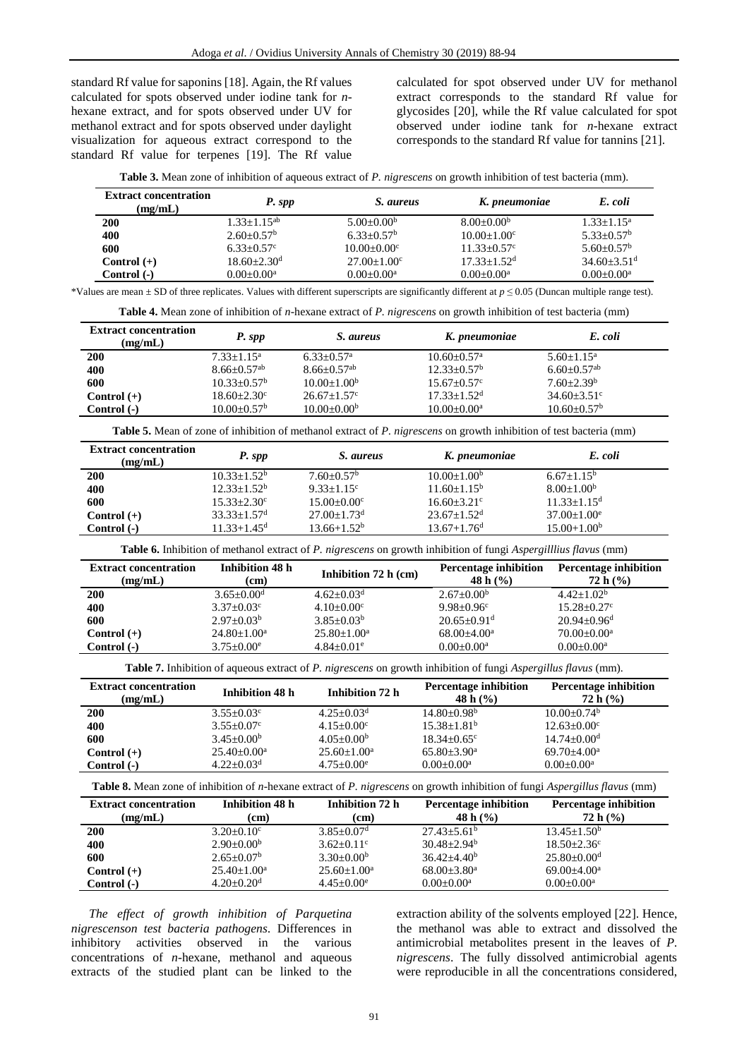standard Rf value for saponins [18]. Again, the Rf values calculated for spots observed under iodine tank for *n*-hexane extract, and for spots observed under UV for methanol extract and for spots observed under daylight visualization for aqueous extract correspond to the standard Rf value for terpenes [19]. The Rf value calculated for spot observed under UV for methanol extract corresponds to the standard Rf value for glycosides [20], while the Rf value calculated for spot observed under iodine tank for *n*-hexane extract corresponds to the standard Rf value for tannins [21].

**Table 3.** Mean zone of inhibition of aqueous extract of *P. nigrescens* on growth inhibition of test bacteria (mm).

| Extract concentration (mg/mL) | *P. spp* | *S. aureus* | *K. pneumoniae* | *E. coli* |
|---|---|---|---|---|
| **200** | $1.33{\pm}1.15^{ab}$ | $5.00{\pm}0.00^{b}$ | $8.00{\pm}0.00^{b}$ | $1.33{\pm}1.15^{a}$ |
| **400** | $2.60{\pm}0.57^{b}$ | $6.33{\pm}0.57^{b}$ | $10.00{\pm}1.00^{c}$ | $5.33{\pm}0.57^{b}$ |
| **600** | $6.33{\pm}0.57^{c}$ | $10.00{\pm}0.00^{c}$ | $11.33{\pm}0.57^{c}$ | $5.60{\pm}0.57^{b}$ |
| **Control (+)** | $18.60{\pm}2.30^{d}$ | $27.00{\pm}1.00^{c}$ | $17.33{\pm}1.52^{d}$ | $34.60{\pm}3.51^{d}$ |
| **Control (-)** | $0.00{\pm}0.00^{a}$ | $0.00{\pm}0.00^{a}$ | $0.00{\pm}0.00^{a}$ | $0.00{\pm}0.00^{a}$ |

*Values are mean ± SD of three replicates. Values with different superscripts are significantly different at $p \leq 0.05$ (Duncan multiple range test).

**Table 4.** Mean zone of inhibition of *n*-hexane extract of *P. nigrescens* on growth inhibition of test bacteria (mm)

| Extract concentration (mg/mL) | *P. spp* | *S. aureus* | *K. pneumoniae* | *E. coli* |
|---|---|---|---|---|
| **200** | $7.33{\pm}1.15^{a}$ | $6.33{\pm}0.57^{a}$ | $10.60{\pm}0.57^{a}$ | $5.60{\pm}1.15^{a}$ |
| **400** | $8.66{\pm}0.57^{ab}$ | $8.66{\pm}0.57^{ab}$ | $12.33{\pm}0.57^{b}$ | $6.60{\pm}0.57^{ab}$ |
| **600** | $10.33{\pm}0.57^{b}$ | $10.00{\pm}1.00^{b}$ | $15.67{\pm}0.57^{c}$ | $7.60{\pm}2.39^{b}$ |
| **Control (+)** | $18.60{\pm}2.30^{c}$ | $26.67{\pm}1.57^{c}$ | $17.33{\pm}1.52^{d}$ | $34.60{\pm}3.51^{c}$ |
| **Control (-)** | $10.00{\pm}0.57^{b}$ | $10.00{\pm}0.00^{b}$ | $10.00{\pm}0.00^{a}$ | $10.60{\pm}0.57^{b}$ |

**Table 5.** Mean of zone of inhibition of methanol extract of *P. nigrescens* on growth inhibition of test bacteria (mm)

| Extract concentration (mg/mL) | *P. spp* | *S. aureus* | *K. pneumoniae* | *E. coli* |
|---|---|---|---|---|
| **200** | $10.33{\pm}1.52^{b}$ | $7.60{\pm}0.57^{b}$ | $10.00{\pm}1.00^{b}$ | $6.67{\pm}1.15^{b}$ |
| **400** | $12.33{\pm}1.52^{b}$ | $9.33{\pm}1.15^{c}$ | $11.60{\pm}1.15^{b}$ | $8.00{\pm}1.00^{b}$ |
| **600** | $15.33{\pm}2.30^{c}$ | $15.00{\pm}0.00^{c}$ | $16.60{\pm}3.21^{c}$ | $11.33{\pm}1.15^{d}$ |
| **Control (+)** | $33.33{\pm}1.57^{d}$ | $27.00{\pm}1.73^{d}$ | $23.67{\pm}1.52^{d}$ | $37.00{\pm}1.00^{e}$ |
| **Control (-)** | $11.33{+}1.45^{d}$ | $13.66{+}1.52^{b}$ | $13.67{+}1.76^{d}$ | $15.00{+}1.00^{b}$ |

**Table 6.** Inhibition of methanol extract of *P. nigrescens* on growth inhibition of fungi *Aspergillius flavus* (mm)

| Extract concentration (mg/mL) | Inhibition 48 h (cm) | Inhibition 72 h (cm) | Percentage inhibition 48 h (%) | Percentage inhibition 72 h (%) |
|---|---|---|---|---|
| **200** | $3.65{\pm}0.00^{d}$ | $4.62{\pm}0.03^{d}$ | $2.67{\pm}0.00^{b}$ | $4.42{\pm}1.02^{b}$ |
| **400** | $3.37{\pm}0.03^{c}$ | $4.10{\pm}0.00^{c}$ | $9.98{\pm}0.96^{c}$ | $15.28{\pm}0.27^{c}$ |
| **600** | $2.97{\pm}0.03^{b}$ | $3.85{\pm}0.03^{b}$ | $20.65{\pm}0.91^{d}$ | $20.94{\pm}0.96^{d}$ |
| **Control (+)** | $24.80{\pm}1.00^{a}$ | $25.80{\pm}1.00^{a}$ | $68.00{\pm}4.00^{a}$ | $70.00{\pm}0.00^{a}$ |
| **Control (-)** | $3.75{\pm}0.00^{e}$ | $4.84{\pm}0.01^{e}$ | $0.00{\pm}0.00^{a}$ | $0.00{\pm}0.00^{a}$ |

**Table 7.** Inhibition of aqueous extract of *P. nigrescens* on growth inhibition of fungi *Aspergillus flavus* (mm).

| Extract concentration (mg/mL) | Inhibition 48 h | Inhibition 72 h | Percentage inhibition 48 h (%) | Percentage inhibition 72 h (%) |
|---|---|---|---|---|
| **200** | $3.55{\pm}0.03^{c}$ | $4.25{\pm}0.03^{d}$ | $14.80{\pm}0.98^{b}$ | $10.00{\pm}0.74^{b}$ |
| **400** | $3.55{\pm}0.07^{c}$ | $4.15{\pm}0.00^{c}$ | $15.38{\pm}1.81^{b}$ | $12.63{\pm}0.00^{c}$ |
| **600** | $3.45{\pm}0.00^{b}$ | $4.05{\pm}0.00^{b}$ | $18.34{\pm}0.65^{c}$ | $14.74{\pm}0.00^{d}$ |
| **Control (+)** | $25.40{\pm}0.00^{a}$ | $25.60{\pm}1.00^{a}$ | $65.80{\pm}3.90^{a}$ | $69.70{\pm}4.00^{a}$ |
| **Control (-)** | $4.22{\pm}0.03^{d}$ | $4.75{\pm}0.00^{e}$ | $0.00{\pm}0.00^{a}$ | $0.00{\pm}0.00^{a}$ |

**Table 8.** Mean zone of inhibition of *n*-hexane extract of *P. nigrescens* on growth inhibition of fungi *Aspergillus flavus* (mm)

| Extract concentration (mg/mL) | Inhibition 48 h (cm) | Inhibition 72 h (cm) | Percentage inhibition 48 h (%) | Percentage inhibition 72 h (%) |
|---|---|---|---|---|
| **200** | $3.20{\pm}0.10^{c}$ | $3.85{\pm}0.07^{d}$ | $27.43{\pm}5.61^{b}$ | $13.45{\pm}1.50^{b}$ |
| **400** | $2.90{\pm}0.00^{b}$ | $3.62{\pm}0.11^{c}$ | $30.48{\pm}2.94^{b}$ | $18.50{\pm}2.36^{c}$ |
| **600** | $2.65{\pm}0.07^{b}$ | $3.30{\pm}0.00^{b}$ | $36.42{\pm}4.40^{b}$ | $25.80{\pm}0.00^{d}$ |
| **Control (+)** | $25.40{\pm}1.00^{a}$ | $25.60{\pm}1.00^{a}$ | $68.00{\pm}3.80^{a}$ | $69.00{\pm}4.00^{a}$ |
| **Control (-)** | $4.20{\pm}0.20^{d}$ | $4.45{\pm}0.00^{e}$ | $0.00{\pm}0.00^{a}$ | $0.00{\pm}0.00^{a}$ |

*The effect of growth inhibition of Parquetina nigrescenson test bacteria pathogens*. Differences in inhibitory activities observed in the various concentrations of *n*-hexane, methanol and aqueous extracts of the studied plant can be linked to the extraction ability of the solvents employed [22]. Hence, the methanol was able to extract and dissolved the antimicrobial metabolites present in the leaves of *P. nigrescens*. The fully dissolved antimicrobial agents were reproducible in all the concentrations considered,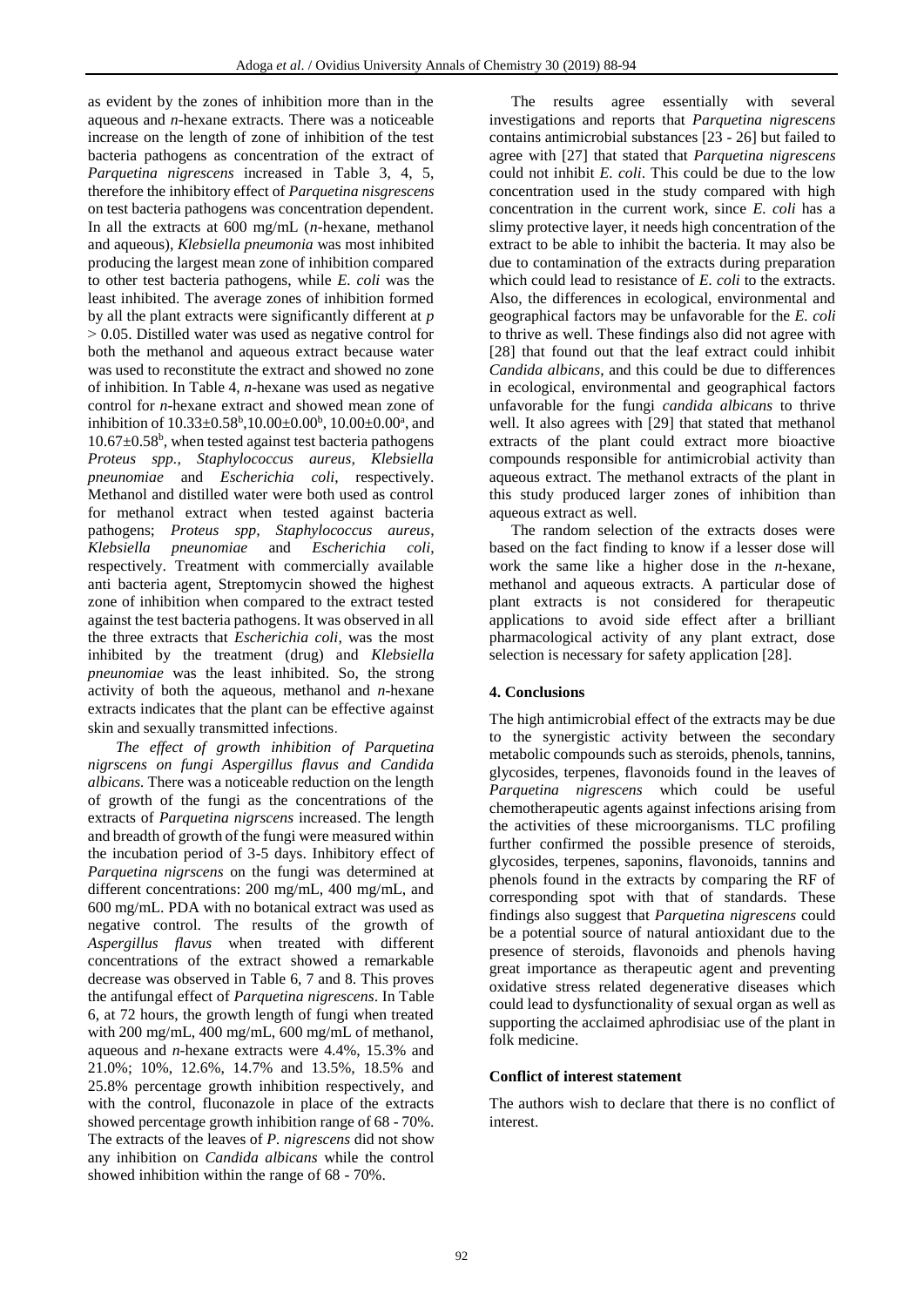as evident by the zones of inhibition more than in the aqueous and *n*-hexane extracts. There was a noticeable increase on the length of zone of inhibition of the test bacteria pathogens as concentration of the extract of *Parquetina nigrescens* increased in Table 3, 4, 5, therefore the inhibitory effect of *Parquetina nisgrescens* on test bacteria pathogens was concentration dependent. In all the extracts at 600 mg/mL (*n*-hexane, methanol and aqueous), *Klebsiella pneumonia* was most inhibited producing the largest mean zone of inhibition compared to other test bacteria pathogens, while *E. coli* was the least inhibited. The average zones of inhibition formed by all the plant extracts were significantly different at $p > 0.05$. Distilled water was used as negative control for both the methanol and aqueous extract because water was used to reconstitute the extract and showed no zone of inhibition. In Table 4, *n*-hexane was used as negative control for *n*-hexane extract and showed mean zone of inhibition of $10.33 \pm 0.58^b$, $10.00 \pm 0.00^b$, $10.00 \pm 0.00^a$, and $10.67 \pm 0.58^b$, when tested against test bacteria pathogens *Proteus spp.*, *Staphylococcus aureus*, *Klebsiella pneunomiae* and *Escherichia coli*, respectively. Methanol and distilled water were both used as control for methanol extract when tested against bacteria pathogens; *Proteus spp*, *Staphylococcus aureus*, *Klebsiella pneunomiae* and *Escherichia coli*, respectively. Treatment with commercially available anti bacteria agent, Streptomycin showed the highest zone of inhibition when compared to the extract tested against the test bacteria pathogens. It was observed in all the three extracts that *Escherichia coli*, was the most inhibited by the treatment (drug) and *Klebsiella pneunomiae* was the least inhibited. So, the strong activity of both the aqueous, methanol and *n*-hexane extracts indicates that the plant can be effective against skin and sexually transmitted infections.

*The effect of growth inhibition of Parquetina nigrscens on fungi Aspergillus flavus and Candida albicans.* There was a noticeable reduction on the length of growth of the fungi as the concentrations of the extracts of *Parquetina nigrscens* increased. The length and breadth of growth of the fungi were measured within the incubation period of 3-5 days. Inhibitory effect of *Parquetina nigrscens* on the fungi was determined at different concentrations: 200 mg/mL, 400 mg/mL, and 600 mg/mL. PDA with no botanical extract was used as negative control. The results of the growth of *Aspergillus flavus* when treated with different concentrations of the extract showed a remarkable decrease was observed in Table 6, 7 and 8. This proves the antifungal effect of *Parquetina nigrescens*. In Table 6, at 72 hours, the growth length of fungi when treated with 200 mg/mL, 400 mg/mL, 600 mg/mL of methanol, aqueous and *n*-hexane extracts were 4.4%, 15.3% and 21.0%; 10%, 12.6%, 14.7% and 13.5%, 18.5% and 25.8% percentage growth inhibition respectively, and with the control, fluconazole in place of the extracts showed percentage growth inhibition range of 68 - 70%. The extracts of the leaves of *P. nigrescens* did not show any inhibition on *Candida albicans* while the control showed inhibition within the range of 68 - 70%.

The results agree essentially with several investigations and reports that *Parquetina nigrescens* contains antimicrobial substances [23 - 26] but failed to agree with [27] that stated that *Parquetina nigrescens* could not inhibit *E. coli*. This could be due to the low concentration used in the study compared with high concentration in the current work, since *E. coli* has a slimy protective layer, it needs high concentration of the extract to be able to inhibit the bacteria. It may also be due to contamination of the extracts during preparation which could lead to resistance of *E. coli* to the extracts. Also, the differences in ecological, environmental and geographical factors may be unfavorable for the *E. coli* to thrive as well. These findings also did not agree with [28] that found out that the leaf extract could inhibit *Candida albicans*, and this could be due to differences in ecological, environmental and geographical factors unfavorable for the fungi *candida albicans* to thrive well. It also agrees with [29] that stated that methanol extracts of the plant could extract more bioactive compounds responsible for antimicrobial activity than aqueous extract. The methanol extracts of the plant in this study produced larger zones of inhibition than aqueous extract as well.

The random selection of the extracts doses were based on the fact finding to know if a lesser dose will work the same like a higher dose in the *n*-hexane, methanol and aqueous extracts. A particular dose of plant extracts is not considered for therapeutic applications to avoid side effect after a brilliant pharmacological activity of any plant extract, dose selection is necessary for safety application [28].

## 4. Conclusions

The high antimicrobial effect of the extracts may be due to the synergistic activity between the secondary metabolic compounds such as steroids, phenols, tannins, glycosides, terpenes, flavonoids found in the leaves of *Parquetina nigrescens* which could be useful chemotherapeutic agents against infections arising from the activities of these microorganisms. TLC profiling further confirmed the possible presence of steroids, glycosides, terpenes, saponins, flavonoids, tannins and phenols found in the extracts by comparing the RF of corresponding spot with that of standards. These findings also suggest that *Parquetina nigrescens* could be a potential source of natural antioxidant due to the presence of steroids, flavonoids and phenols having great importance as therapeutic agent and preventing oxidative stress related degenerative diseases which could lead to dysfunctionality of sexual organ as well as supporting the acclaimed aphrodisiac use of the plant in folk medicine.

### Conflict of interest statement

The authors wish to declare that there is no conflict of interest.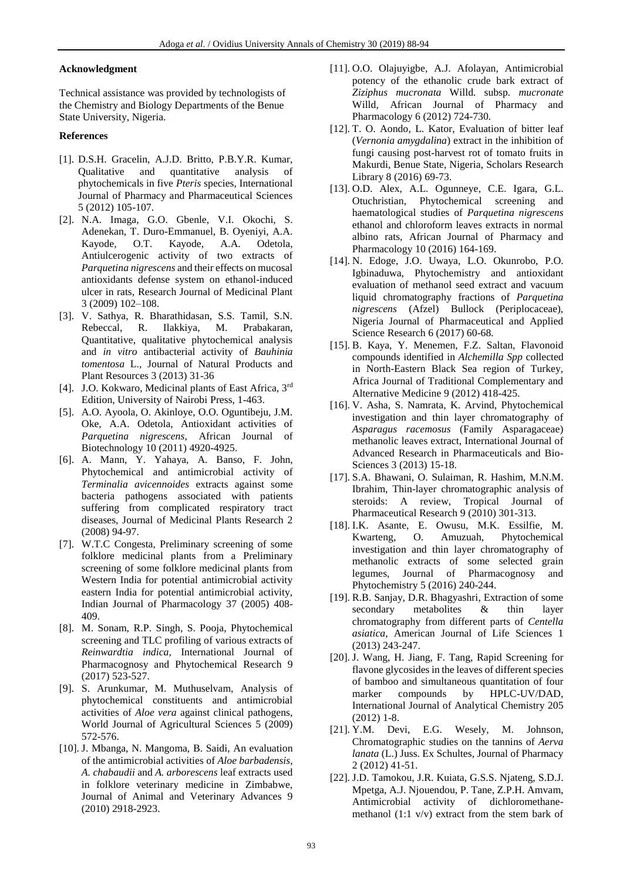**Acknowledgment**

Technical assistance was provided by technologists of the Chemistry and Biology Departments of the Benue State University, Nigeria.

**References**

[1]. D.S.H. Gracelin, A.J.D. Britto, P.B.Y.R. Kumar, Qualitative and quantitative analysis of phytochemicals in five *Pteris* species, International Journal of Pharmacy and Pharmaceutical Sciences 5 (2012) 105-107.

[2]. N.A. Imaga, G.O. Gbenle, V.I. Okochi, S. Adenekan, T. Duro-Emmanuel, B. Oyeniyi, A.A. Kayode, O.T. Kayode, A.A. Odetola, Antiulcerogenic activity of two extracts of *Parquetina nigrescens* and their effects on mucosal antioxidants defense system on ethanol-induced ulcer in rats, Research Journal of Medicinal Plant 3 (2009) 102–108.

[3]. V. Sathya, R. Bharathidasan, S.S. Tamil, S.N. Rebeccal, R. Ilakkiya, M. Prabakaran, Quantitative, qualitative phytochemical analysis and *in vitro* antibacterial activity of *Bauhinia tomentosa* L., Journal of Natural Products and Plant Resources 3 (2013) 31-36

[4]. J.O. Kokwaro, Medicinal plants of East Africa, 3rd Edition, University of Nairobi Press, 1-463.

[5]. A.O. Ayoola, O. Akinloye, O.O. Oguntibeju, J.M. Oke, A.A. Odetola, Antioxidant activities of *Parquetina nigrescens*, African Journal of Biotechnology 10 (2011) 4920-4925.

[6]. A. Mann, Y. Yahaya, A. Banso, F. John, Phytochemical and antimicrobial activity of *Terminalia avicennoides* extracts against some bacteria pathogens associated with patients suffering from complicated respiratory tract diseases, Journal of Medicinal Plants Research 2 (2008) 94-97.

[7]. W.T.C Congesta, Preliminary screening of some folklore medicinal plants from a Preliminary screening of some folklore medicinal plants from Western India for potential antimicrobial activity eastern India for potential antimicrobial activity, Indian Journal of Pharmacology 37 (2005) 408-409.

[8]. M. Sonam, R.P. Singh, S. Pooja, Phytochemical screening and TLC profiling of various extracts of *Reinwardtia indica*, International Journal of Pharmacognosy and Phytochemical Research 9 (2017) 523-527.

[9]. S. Arunkumar, M. Muthuselvam, Analysis of phytochemical constituents and antimicrobial activities of *Aloe vera* against clinical pathogens, World Journal of Agricultural Sciences 5 (2009) 572-576.

[10]. J. Mbanga, N. Mangoma, B. Saidi, An evaluation of the antimicrobial activities of *Aloe barbadensis*, *A. chabaudii* and *A. arborescens* leaf extracts used in folklore veterinary medicine in Zimbabwe, Journal of Animal and Veterinary Advances 9 (2010) 2918-2923.

[11]. O.O. Olajuyigbe, A.J. Afolayan, Antimicrobial potency of the ethanolic crude bark extract of *Ziziphus mucronata* Willd. subsp. *mucronate* Willd, African Journal of Pharmacy and Pharmacology 6 (2012) 724-730.

[12]. T. O. Aondo, L. Kator, Evaluation of bitter leaf (*Vernonia amygdalina*) extract in the inhibition of fungi causing post-harvest rot of tomato fruits in Makurdi, Benue State, Nigeria, Scholars Research Library 8 (2016) 69-73.

[13]. O.D. Alex, A.L. Ogunneye, C.E. Igara, G.L. Otuchristian, Phytochemical screening and haematological studies of *Parquetina nigrescens* ethanol and chloroform leaves extracts in normal albino rats, African Journal of Pharmacy and Pharmacology 10 (2016) 164-169.

[14]. N. Edoge, J.O. Uwaya, L.O. Okunrobo, P.O. Igbinaduwa, Phytochemistry and antioxidant evaluation of methanol seed extract and vacuum liquid chromatography fractions of *Parquetina nigrescens* (Afzel) Bullock (Periplocaceae), Nigeria Journal of Pharmaceutical and Applied Science Research 6 (2017) 60-68.

[15]. B. Kaya, Y. Menemen, F.Z. Saltan, Flavonoid compounds identified in *Alchemilla Spp* collected in North-Eastern Black Sea region of Turkey, Africa Journal of Traditional Complementary and Alternative Medicine 9 (2012) 418-425.

[16]. V. Asha, S. Namrata, K. Arvind, Phytochemical investigation and thin layer chromatography of *Asparagus racemosus* (Family Asparagaceae) methanolic leaves extract, International Journal of Advanced Research in Pharmaceuticals and Bio-Sciences 3 (2013) 15-18.

[17]. S.A. Bhawani, O. Sulaiman, R. Hashim, M.N.M. Ibrahim, Thin-layer chromatographic analysis of steroids: A review, Tropical Journal of Pharmaceutical Research 9 (2010) 301-313.

[18]. I.K. Asante, E. Owusu, M.K. Essilfie, M. Kwarteng, O. Amuzuah, Phytochemical investigation and thin layer chromatography of methanolic extracts of some selected grain legumes, Journal of Pharmacognosy and Phytochemistry 5 (2016) 240-244.

[19]. R.B. Sanjay, D.R. Bhagyashri, Extraction of some secondary metabolites & thin layer chromatography from different parts of *Centella asiatica*, American Journal of Life Sciences 1 (2013) 243-247.

[20]. J. Wang, H. Jiang, F. Tang, Rapid Screening for flavone glycosides in the leaves of different species of bamboo and simultaneous quantitation of four marker compounds by HPLC-UV/DAD, International Journal of Analytical Chemistry 205 (2012) 1-8.

[21]. Y.M. Devi, E.G. Wesely, M. Johnson, Chromatographic studies on the tannins of *Aerva lanata* (L.) Juss. Ex Schultes, Journal of Pharmacy 2 (2012) 41-51.

[22]. J.D. Tamokou, J.R. Kuiata, G.S.S. Njateng, S.D.J. Mpetga, A.J. Njouendou, P. Tane, Z.P.H. Amvam, Antimicrobial activity of dichloromethane-methanol (1:1 v/v) extract from the stem bark of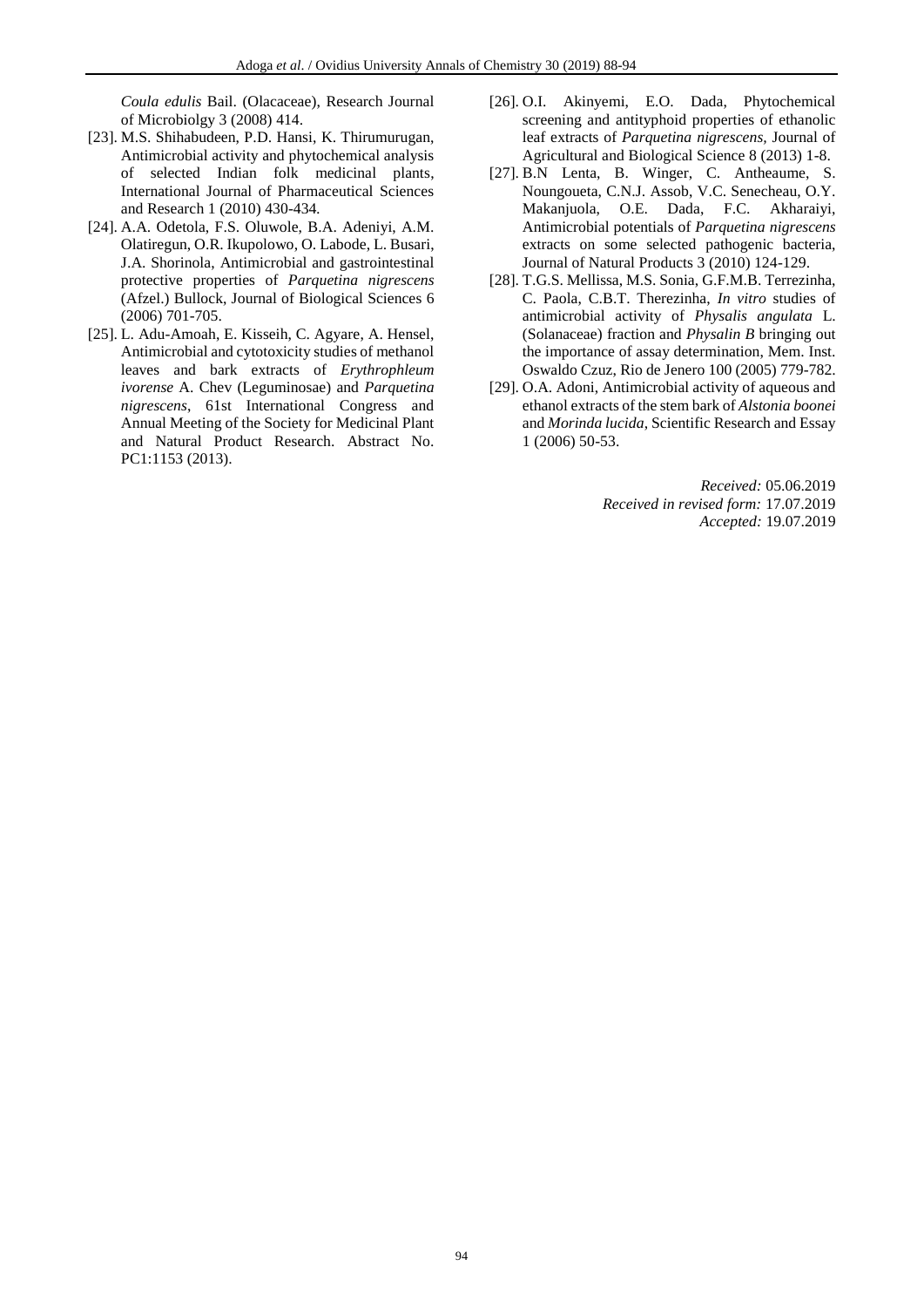*Coula edulis* Bail. (Olacaceae), Research Journal of Microbiolgy 3 (2008) 414.

[23]. M.S. Shihabudeen, P.D. Hansi, K. Thirumurugan, Antimicrobial activity and phytochemical analysis of selected Indian folk medicinal plants, International Journal of Pharmaceutical Sciences and Research 1 (2010) 430-434.

[24]. A.A. Odetola, F.S. Oluwole, B.A. Adeniyi, A.M. Olatiregun, O.R. Ikupolowo, O. Labode, L. Busari, J.A. Shorinola, Antimicrobial and gastrointestinal protective properties of *Parquetina nigrescens* (Afzel.) Bullock, Journal of Biological Sciences 6 (2006) 701-705.

[25]. L. Adu-Amoah, E. Kisseih, C. Agyare, A. Hensel, Antimicrobial and cytotoxicity studies of methanol leaves and bark extracts of *Erythrophleum ivorense* A. Chev (Leguminosae) and *Parquetina nigrescens*, 61st International Congress and Annual Meeting of the Society for Medicinal Plant and Natural Product Research. Abstract No. PC1:1153 (2013).

[26]. O.I. Akinyemi, E.O. Dada, Phytochemical screening and antityphoid properties of ethanolic leaf extracts of *Parquetina nigrescens,* Journal of Agricultural and Biological Science 8 (2013) 1-8.

[27]. B.N Lenta, B. Winger, C. Antheaume, S. Noungoueta, C.N.J. Assob, V.C. Senecheau, O.Y. Makanjuola, O.E. Dada, F.C. Akharaiyi, Antimicrobial potentials of *Parquetina nigrescens* extracts on some selected pathogenic bacteria, Journal of Natural Products 3 (2010) 124-129.

[28]. T.G.S. Mellissa, M.S. Sonia, G.F.M.B. Terrezinha, C. Paola, C.B.T. Therezinha, *In vitro* studies of antimicrobial activity of *Physalis angulata* L. (Solanaceae) fraction and *Physalin B* bringing out the importance of assay determination, Mem. Inst. Oswaldo Czuz, Rio de Jenero 100 (2005) 779-782.

[29]. O.A. Adoni, Antimicrobial activity of aqueous and ethanol extracts of the stem bark of *Alstonia boonei* and *Morinda lucida*, Scientific Research and Essay 1 (2006) 50-53.

*Received:* 05.06.2019
*Received in revised form:* 17.07.2019
*Accepted:* 19.07.2019